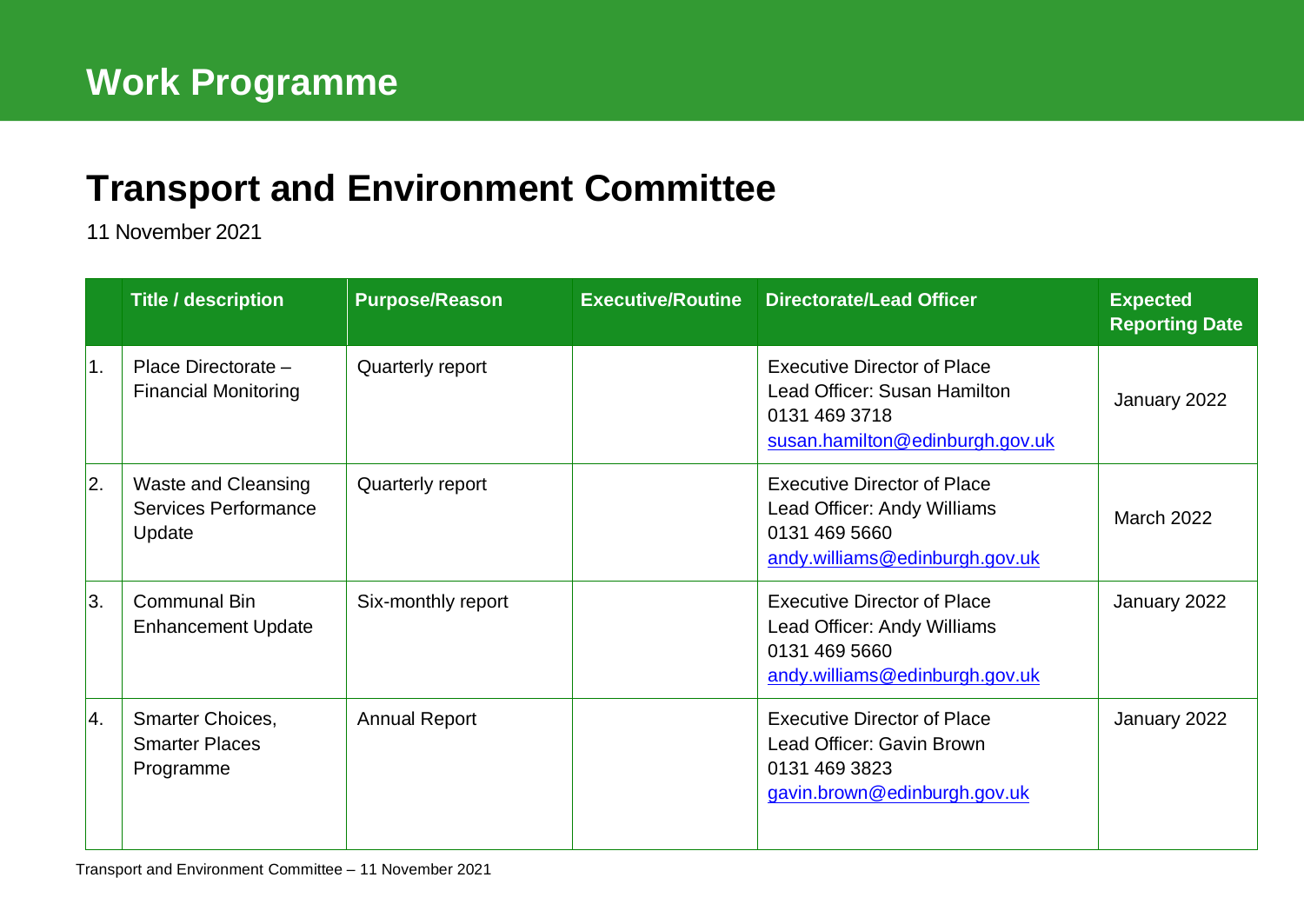# Work Programme

## Transport and Environment Committee

11 November 2021

| | Title / description | Purpose/Reason | Executive/Routine | Directorate/Lead Officer | Expected Reporting Date |
|---|---|---|---|---|---|
| 1. | Place Directorate – Financial Monitoring | Quarterly report | | Executive Director of Place<br>Lead Officer: Susan Hamilton<br>0131 469 3718<br>susan.hamilton@edinburgh.gov.uk | January 2022 |
| 2. | Waste and Cleansing Services Performance Update | Quarterly report | | Executive Director of Place<br>Lead Officer: Andy Williams<br>0131 469 5660<br>andy.williams@edinburgh.gov.uk | March 2022 |
| 3. | Communal Bin Enhancement Update | Six-monthly report | | Executive Director of Place<br>Lead Officer: Andy Williams<br>0131 469 5660<br>andy.williams@edinburgh.gov.uk | January 2022 |
| 4. | Smarter Choices, Smarter Places Programme | Annual Report | | Executive Director of Place<br>Lead Officer: Gavin Brown<br>0131 469 3823<br>gavin.brown@edinburgh.gov.uk | January 2022 |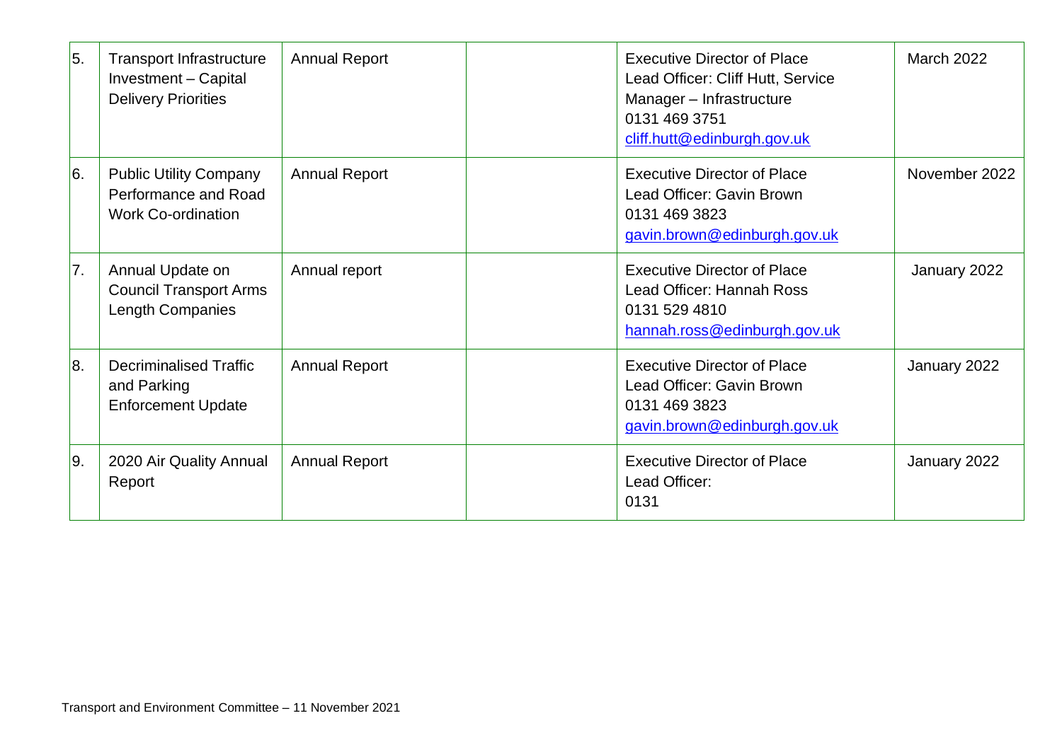| 5. | Transport Infrastructure Investment – Capital Delivery Priorities | Annual Report | | Executive Director of Place<br>Lead Officer: Cliff Hutt, Service Manager – Infrastructure<br>0131 469 3751<br>cliff.hutt@edinburgh.gov.uk | March 2022 |
|---|---|---|---|---|---|
| 6. | Public Utility Company Performance and Road Work Co-ordination | Annual Report | | Executive Director of Place<br>Lead Officer: Gavin Brown<br>0131 469 3823<br>gavin.brown@edinburgh.gov.uk | November 2022 |
| 7. | Annual Update on Council Transport Arms Length Companies | Annual report | | Executive Director of Place<br>Lead Officer: Hannah Ross<br>0131 529 4810<br>hannah.ross@edinburgh.gov.uk | January 2022 |
| 8. | Decriminalised Traffic and Parking Enforcement Update | Annual Report | | Executive Director of Place<br>Lead Officer: Gavin Brown<br>0131 469 3823<br>gavin.brown@edinburgh.gov.uk | January 2022 |
| 9. | 2020 Air Quality Annual Report | Annual Report | | Executive Director of Place<br>Lead Officer:<br>0131 | January 2022 |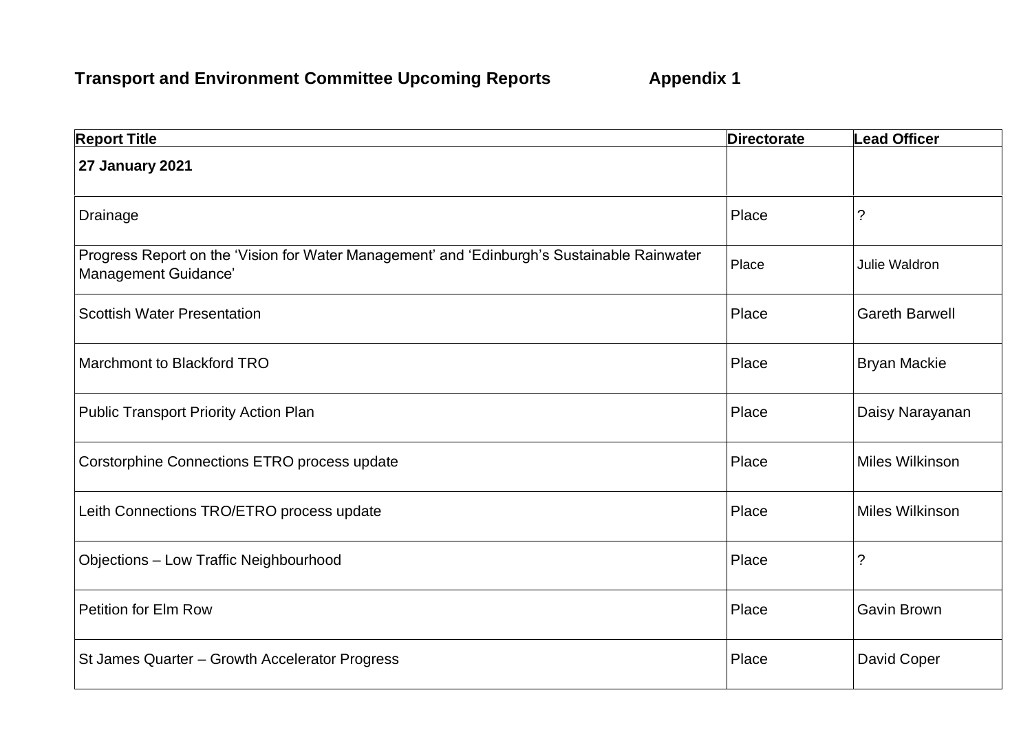**Transport and Environment Committee Upcoming Reports** **Appendix 1**

| Report Title | Directorate | Lead Officer |
|---|---|---|
| **27 January 2021** | | |
| Drainage | Place | ? |
| Progress Report on the 'Vision for Water Management' and 'Edinburgh's Sustainable Rainwater Management Guidance' | Place | Julie Waldron |
| Scottish Water Presentation | Place | Gareth Barwell |
| Marchmont to Blackford TRO | Place | Bryan Mackie |
| Public Transport Priority Action Plan | Place | Daisy Narayanan |
| Corstorphine Connections ETRO process update | Place | Miles Wilkinson |
| Leith Connections TRO/ETRO process update | Place | Miles Wilkinson |
| Objections – Low Traffic Neighbourhood | Place | ? |
| Petition for Elm Row | Place | Gavin Brown |
| St James Quarter – Growth Accelerator Progress | Place | David Coper |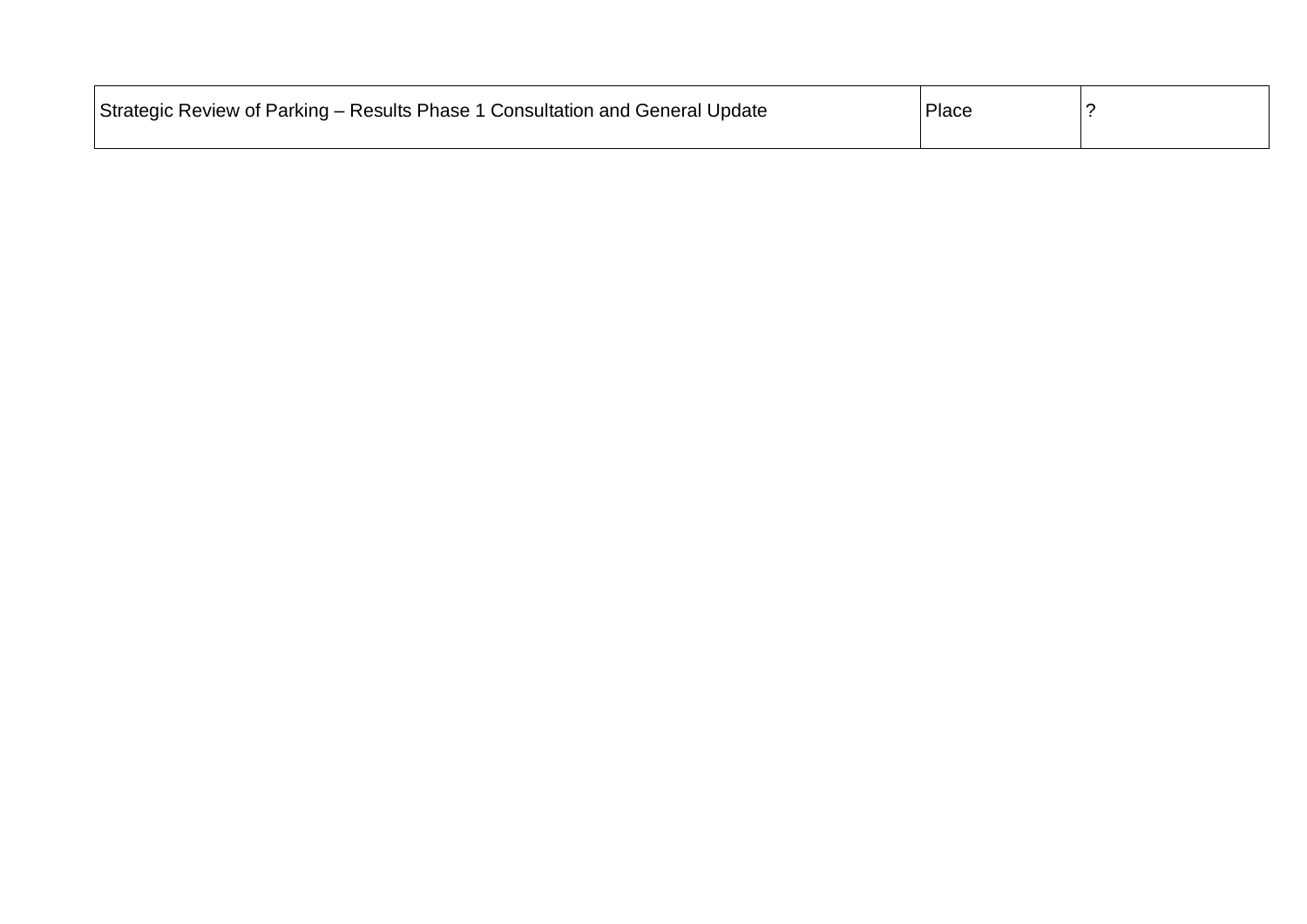| | | |
|---|---|---|
| Strategic Review of Parking – Results Phase 1 Consultation and General Update | Place | ? |